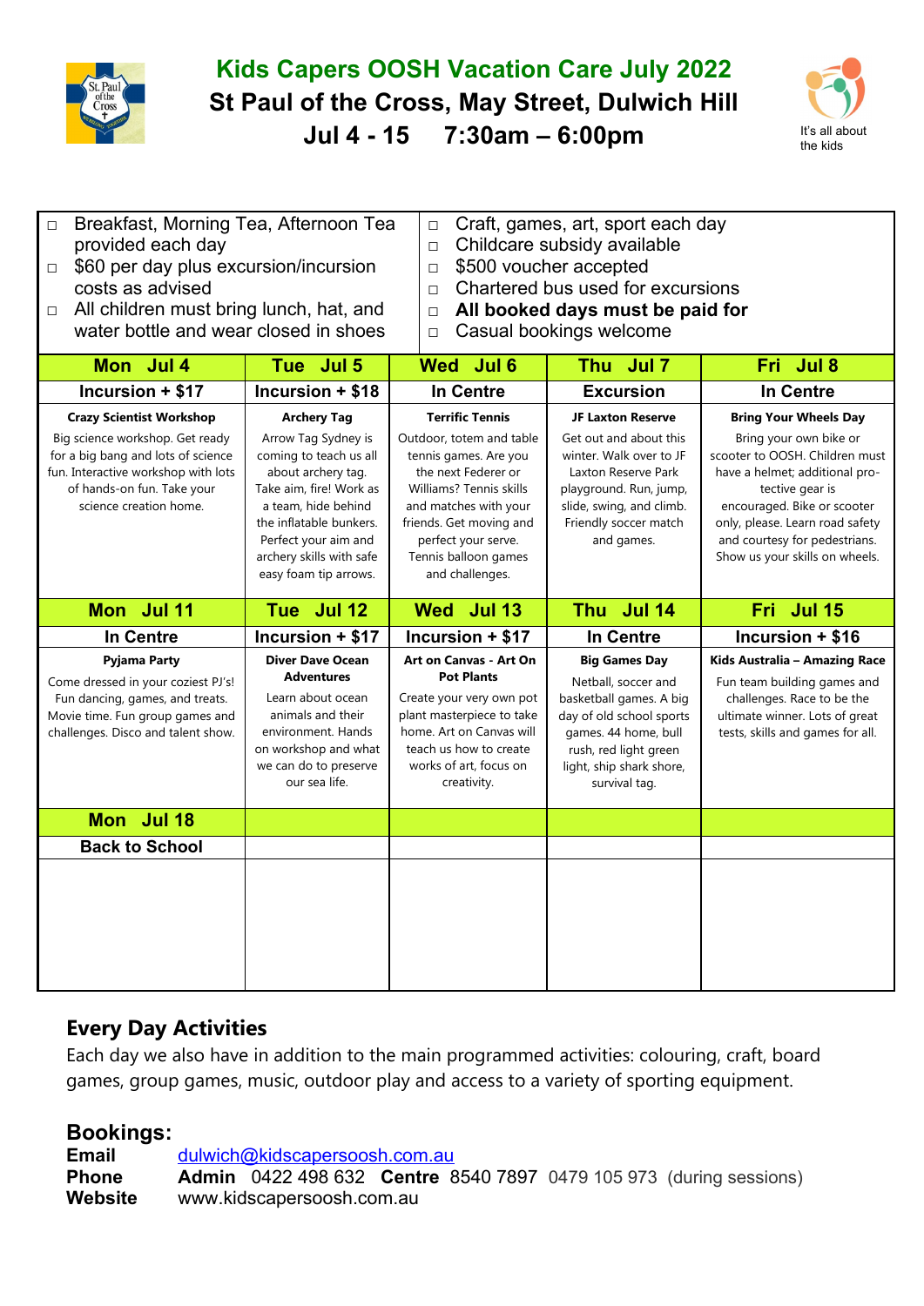# Kids Capers OOSH Vacation Care July 2022

## St Paul of the Cross, May Street, Dulwich Hill

## Jul 4 - 15    7:30am – 6:00pm

It's all about the kids

- Breakfast, Morning Tea, Afternoon Tea provided each day
- $60 per day plus excursion/incursion costs as advised
- All children must bring lunch, hat, and water bottle and wear closed in shoes
- Craft, games, art, sport each day
- Childcare subsidy available
- $500 voucher accepted
- Chartered bus used for excursions
- **All booked days must be paid for**
- Casual bookings welcome

| Mon Jul 4 | Tue Jul 5 | Wed Jul 6 | Thu Jul 7 | Fri Jul 8 |
|---|---|---|---|---|
| **Incursion + $17** | **Incursion + $18** | **In Centre** | **Excursion** | **In Centre** |
| **Crazy Scientist Workshop** Big science workshop. Get ready for a big bang and lots of science fun. Interactive workshop with lots of hands-on fun. Take your science creation home. | **Archery Tag** Arrow Tag Sydney is coming to teach us all about archery tag. Take aim, fire! Work as a team, hide behind the inflatable bunkers. Perfect your aim and archery skills with safe easy foam tip arrows. | **Terrific Tennis** Outdoor, totem and table tennis games. Are you the next Federer or Williams? Tennis skills and matches with your friends. Get moving and perfect your serve. Tennis balloon games and challenges. | **JF Laxton Reserve** Get out and about this winter. Walk over to JF Laxton Reserve Park playground. Run, jump, slide, swing, and climb. Friendly soccer match and games. | **Bring Your Wheels Day** Bring your own bike or scooter to OOSH. Children must have a helmet; additional protective gear is encouraged. Bike or scooter only, please. Learn road safety and courtesy for pedestrians. Show us your skills on wheels. |
| **Mon Jul 11** | **Tue Jul 12** | **Wed Jul 13** | **Thu Jul 14** | **Fri Jul 15** |
| **In Centre** | **Incursion + $17** | **Incursion + $17** | **In Centre** | **Incursion + $16** |
| **Pyjama Party** Come dressed in your coziest PJ's! Fun dancing, games, and treats. Movie time. Fun group games and challenges. Disco and talent show. | **Diver Dave Ocean Adventures** Learn about ocean animals and their environment. Hands on workshop and what we can do to preserve our sea life. | **Art on Canvas - Art On Pot Plants** Create your very own pot plant masterpiece to take home. Art on Canvas will teach us how to create works of art, focus on creativity. | **Big Games Day** Netball, soccer and basketball games. A big day of old school sports games. 44 home, bull rush, red light green light, ship shark shore, survival tag. | **Kids Australia – Amazing Race** Fun team building games and challenges. Race to be the ultimate winner. Lots of great tests, skills and games for all. |
| **Mon Jul 18** | | | | |
| **Back to School** | | | | |

## Every Day Activities

Each day we also have in addition to the main programmed activities: colouring, craft, board games, group games, music, outdoor play and access to a variety of sporting equipment.

## Bookings:

**Email** dulwich@kidscapersoosh.com.au
**Phone** **Admin** 0422 498 632 **Centre** 8540 7897 0479 105 973 (during sessions)
**Website** www.kidscapersoosh.com.au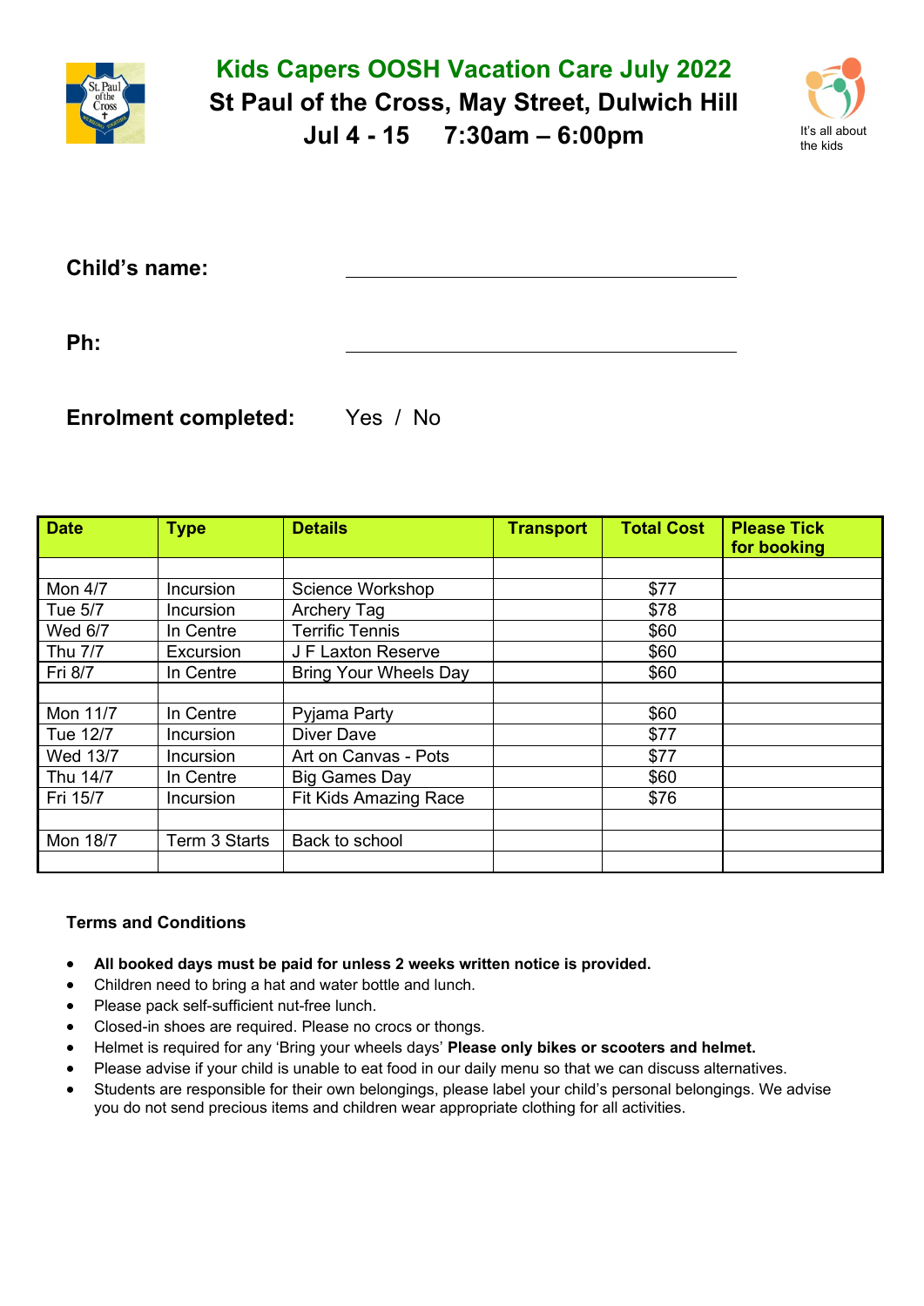# Kids Capers OOSH Vacation Care July 2022
## St Paul of the Cross, May Street, Dulwich Hill
## Jul 4 - 15    7:30am – 6:00pm

It's all about the kids

**Child's name:** ________________________________

**Ph:** ________________________________

**Enrolment completed:** Yes / No

| Date | Type | Details | Transport | Total Cost | Please Tick for booking |
|---|---|---|---|---|---|
| | | | | | |
| Mon 4/7 | Incursion | Science Workshop | | $77 | |
| Tue 5/7 | Incursion | Archery Tag | | $78 | |
| Wed 6/7 | In Centre | Terrific Tennis | | $60 | |
| Thu 7/7 | Excursion | J F Laxton Reserve | | $60 | |
| Fri 8/7 | In Centre | Bring Your Wheels Day | | $60 | |
| | | | | | |
| Mon 11/7 | In Centre | Pyjama Party | | $60 | |
| Tue 12/7 | Incursion | Diver Dave | | $77 | |
| Wed 13/7 | Incursion | Art on Canvas - Pots | | $77 | |
| Thu 14/7 | In Centre | Big Games Day | | $60 | |
| Fri 15/7 | Incursion | Fit Kids Amazing Race | | $76 | |
| | | | | | |
| Mon 18/7 | Term 3 Starts | Back to school | | | |
| | | | | | |

**Terms and Conditions**

- **All booked days must be paid for unless 2 weeks written notice is provided.**
- Children need to bring a hat and water bottle and lunch.
- Please pack self-sufficient nut-free lunch.
- Closed-in shoes are required. Please no crocs or thongs.
- Helmet is required for any 'Bring your wheels days' **Please only bikes or scooters and helmet.**
- Please advise if your child is unable to eat food in our daily menu so that we can discuss alternatives.
- Students are responsible for their own belongings, please label your child's personal belongings. We advise you do not send precious items and children wear appropriate clothing for all activities.